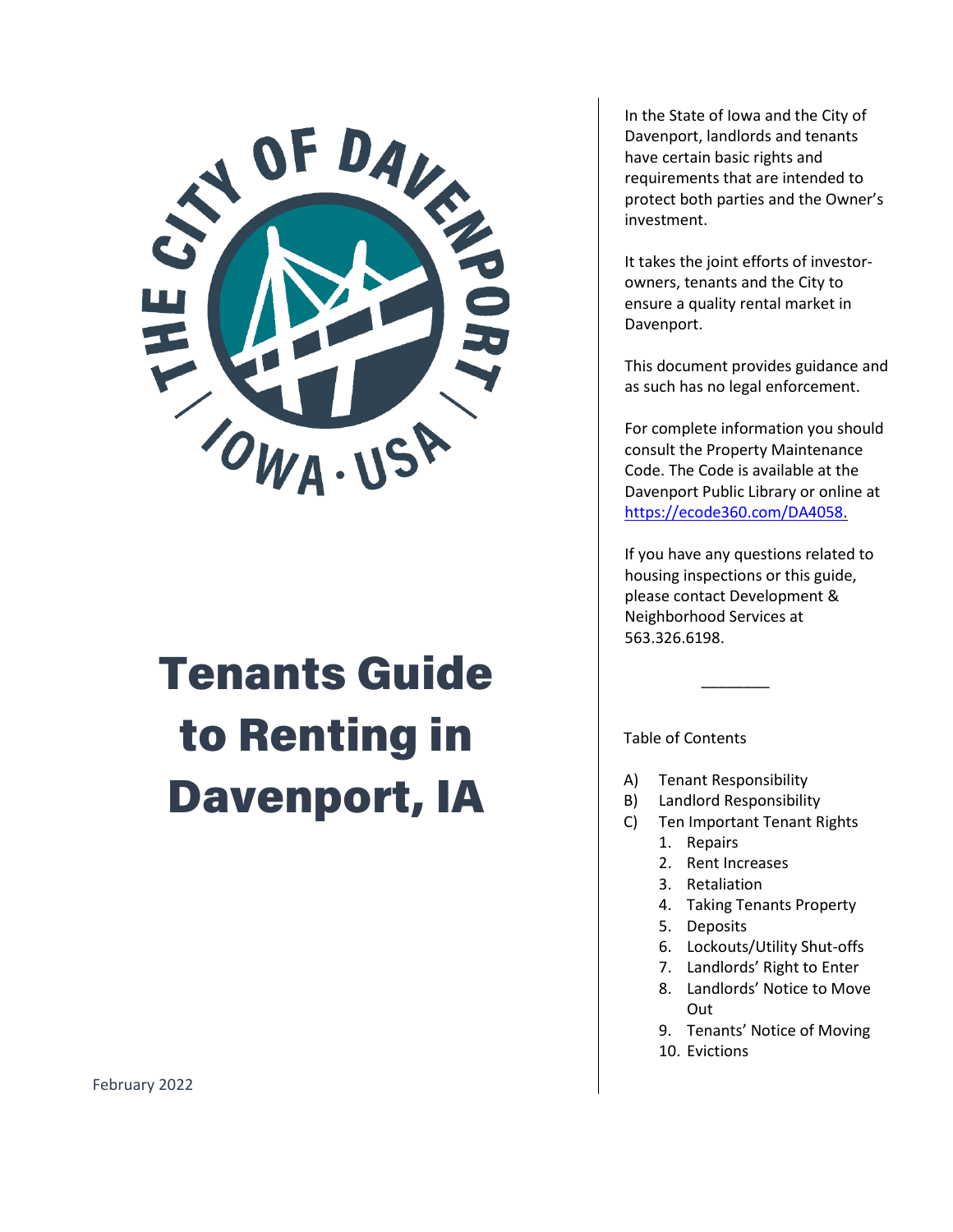# Tenants Guide to Renting in Davenport, IA

February 2022

In the State of Iowa and the City of Davenport, landlords and tenants have certain basic rights and requirements that are intended to protect both parties and the Owner's investment.

It takes the joint efforts of investor-owners, tenants and the City to ensure a quality rental market in Davenport.

This document provides guidance and as such has no legal enforcement.

For complete information you should consult the Property Maintenance Code. The Code is available at the Davenport Public Library or online at https://ecode360.com/DA4058.

If you have any questions related to housing inspections or this guide, please contact Development & Neighborhood Services at 563.326.6198.

---

Table of Contents

A) Tenant Responsibility
B) Landlord Responsibility
C) Ten Important Tenant Rights
   1. Repairs
   2. Rent Increases
   3. Retaliation
   4. Taking Tenants Property
   5. Deposits
   6. Lockouts/Utility Shut-offs
   7. Landlords' Right to Enter
   8. Landlords' Notice to Move Out
   9. Tenants' Notice of Moving
   10. Evictions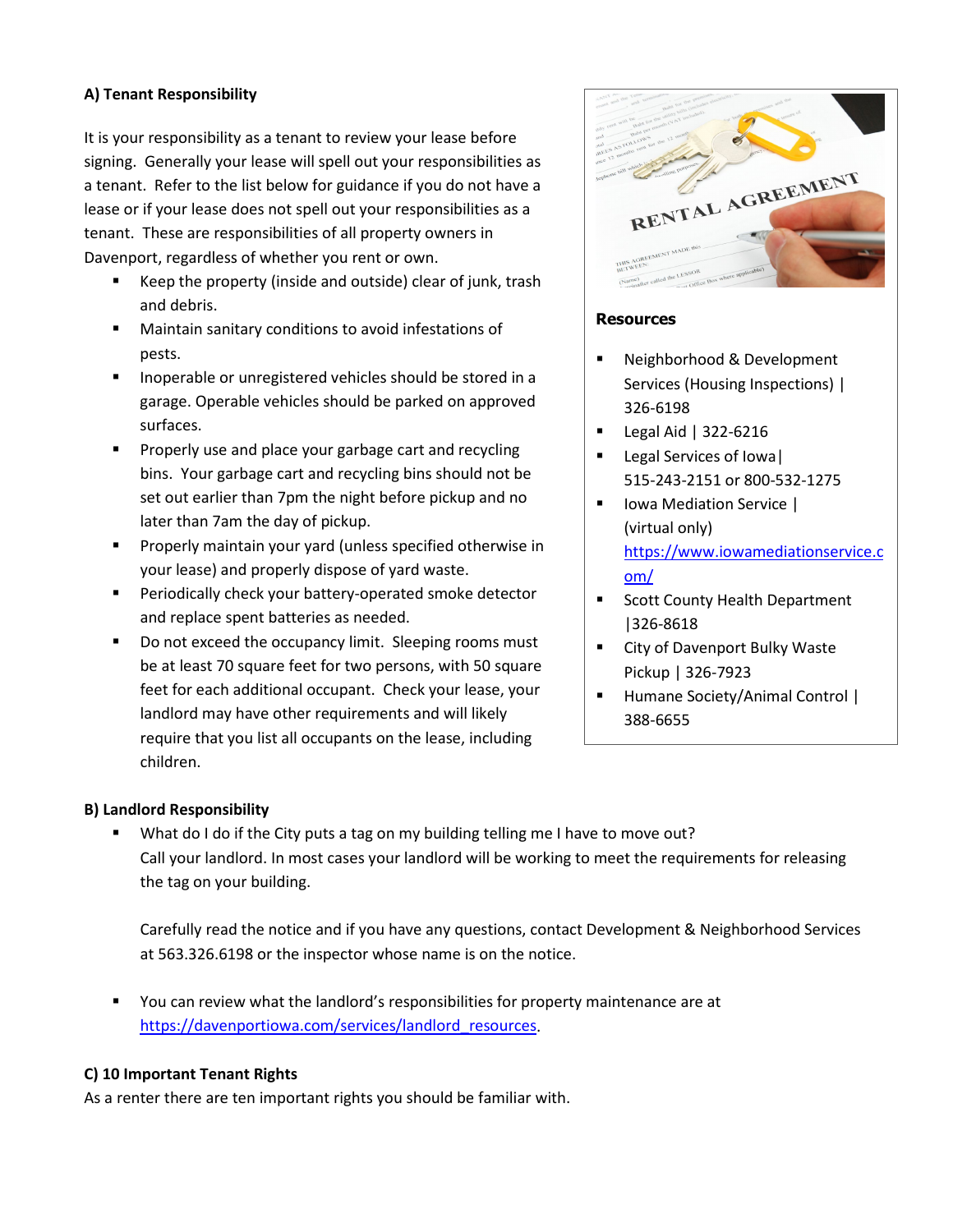**A) Tenant Responsibility**

It is your responsibility as a tenant to review your lease before signing. Generally your lease will spell out your responsibilities as a tenant. Refer to the list below for guidance if you do not have a lease or if your lease does not spell out your responsibilities as a tenant. These are responsibilities of all property owners in Davenport, regardless of whether you rent or own.

- Keep the property (inside and outside) clear of junk, trash and debris.
- Maintain sanitary conditions to avoid infestations of pests.
- Inoperable or unregistered vehicles should be stored in a garage. Operable vehicles should be parked on approved surfaces.
- Properly use and place your garbage cart and recycling bins. Your garbage cart and recycling bins should not be set out earlier than 7pm the night before pickup and no later than 7am the day of pickup.
- Properly maintain your yard (unless specified otherwise in your lease) and properly dispose of yard waste.
- Periodically check your battery-operated smoke detector and replace spent batteries as needed.
- Do not exceed the occupancy limit. Sleeping rooms must be at least 70 square feet for two persons, with 50 square feet for each additional occupant. Check your lease, your landlord may have other requirements and will likely require that you list all occupants on the lease, including children.

**Resources**

- Neighborhood & Development Services (Housing Inspections) | 326-6198
- Legal Aid | 322-6216
- Legal Services of Iowa| 515-243-2151 or 800-532-1275
- Iowa Mediation Service | (virtual only) https://www.iowamediationservice.com/
- Scott County Health Department |326-8618
- City of Davenport Bulky Waste Pickup | 326-7923
- Humane Society/Animal Control | 388-6655

**B) Landlord Responsibility**

- What do I do if the City puts a tag on my building telling me I have to move out?
  Call your landlord. In most cases your landlord will be working to meet the requirements for releasing the tag on your building.

  Carefully read the notice and if you have any questions, contact Development & Neighborhood Services at 563.326.6198 or the inspector whose name is on the notice.

- You can review what the landlord's responsibilities for property maintenance are at https://davenportiowa.com/services/landlord_resources.

**C) 10 Important Tenant Rights**

As a renter there are ten important rights you should be familiar with.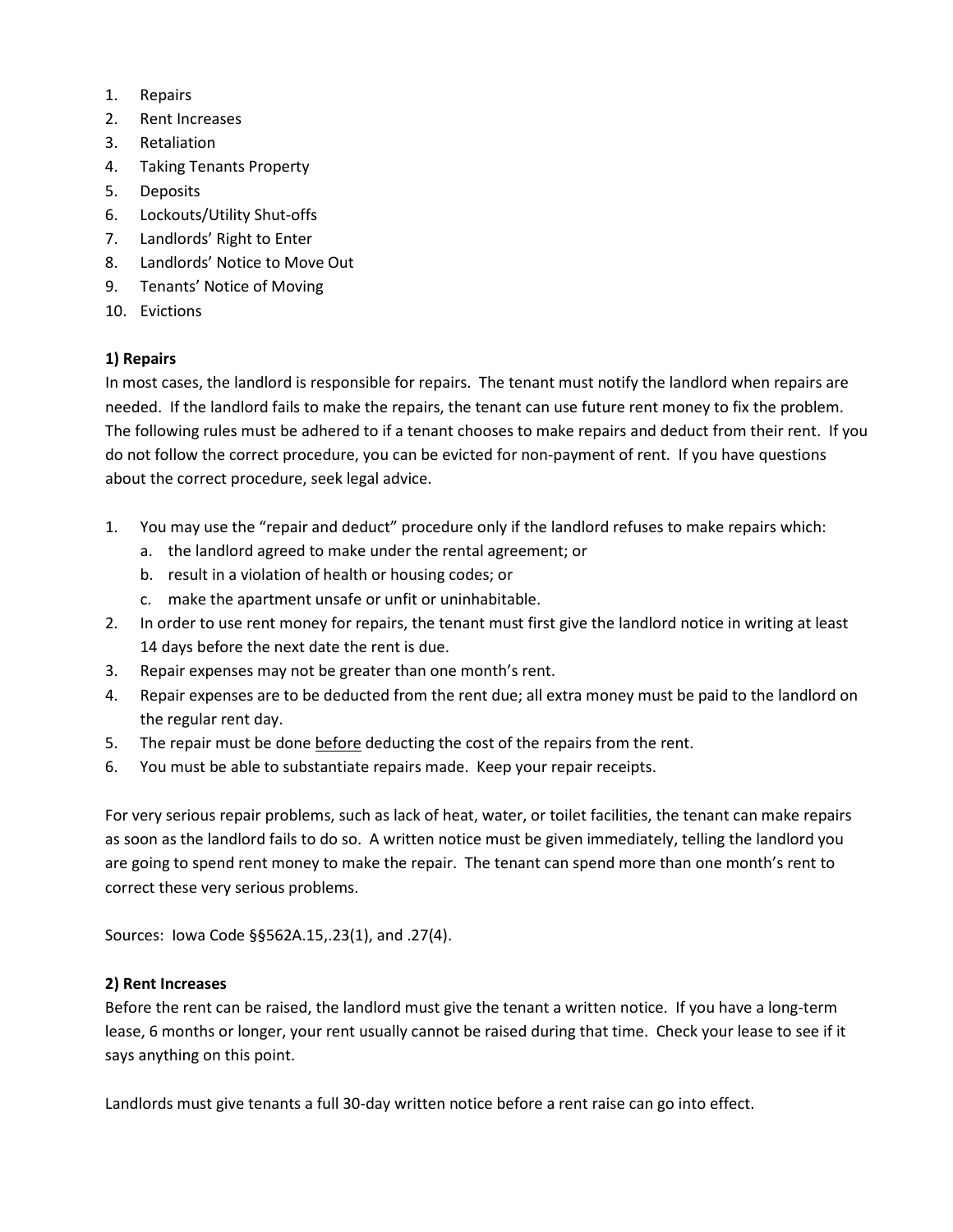1. Repairs
2. Rent Increases
3. Retaliation
4. Taking Tenants Property
5. Deposits
6. Lockouts/Utility Shut-offs
7. Landlords' Right to Enter
8. Landlords' Notice to Move Out
9. Tenants' Notice of Moving
10. Evictions

**1) Repairs**

In most cases, the landlord is responsible for repairs. The tenant must notify the landlord when repairs are needed. If the landlord fails to make the repairs, the tenant can use future rent money to fix the problem. The following rules must be adhered to if a tenant chooses to make repairs and deduct from their rent. If you do not follow the correct procedure, you can be evicted for non-payment of rent. If you have questions about the correct procedure, seek legal advice.

1. You may use the "repair and deduct" procedure only if the landlord refuses to make repairs which:
   a. the landlord agreed to make under the rental agreement; or
   b. result in a violation of health or housing codes; or
   c. make the apartment unsafe or unfit or uninhabitable.
2. In order to use rent money for repairs, the tenant must first give the landlord notice in writing at least 14 days before the next date the rent is due.
3. Repair expenses may not be greater than one month's rent.
4. Repair expenses are to be deducted from the rent due; all extra money must be paid to the landlord on the regular rent day.
5. The repair must be done <u>before</u> deducting the cost of the repairs from the rent.
6. You must be able to substantiate repairs made. Keep your repair receipts.

For very serious repair problems, such as lack of heat, water, or toilet facilities, the tenant can make repairs as soon as the landlord fails to do so. A written notice must be given immediately, telling the landlord you are going to spend rent money to make the repair. The tenant can spend more than one month's rent to correct these very serious problems.

Sources: Iowa Code §§562A.15,.23(1), and .27(4).

**2) Rent Increases**

Before the rent can be raised, the landlord must give the tenant a written notice. If you have a long-term lease, 6 months or longer, your rent usually cannot be raised during that time. Check your lease to see if it says anything on this point.

Landlords must give tenants a full 30-day written notice before a rent raise can go into effect.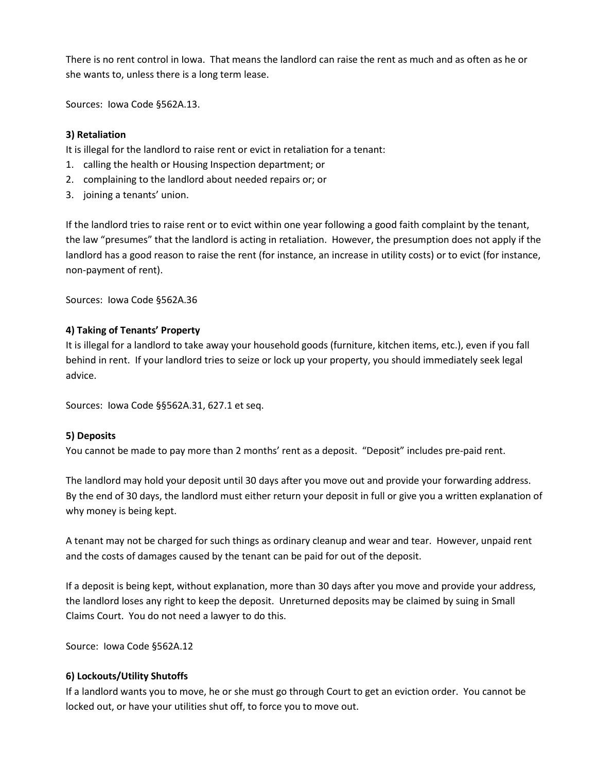There is no rent control in Iowa. That means the landlord can raise the rent as much and as often as he or she wants to, unless there is a long term lease.

Sources: Iowa Code §562A.13.

**3) Retaliation**

It is illegal for the landlord to raise rent or evict in retaliation for a tenant:

1. calling the health or Housing Inspection department; or
2. complaining to the landlord about needed repairs or; or
3. joining a tenants' union.

If the landlord tries to raise rent or to evict within one year following a good faith complaint by the tenant, the law "presumes" that the landlord is acting in retaliation. However, the presumption does not apply if the landlord has a good reason to raise the rent (for instance, an increase in utility costs) or to evict (for instance, non-payment of rent).

Sources: Iowa Code §562A.36

**4) Taking of Tenants' Property**

It is illegal for a landlord to take away your household goods (furniture, kitchen items, etc.), even if you fall behind in rent. If your landlord tries to seize or lock up your property, you should immediately seek legal advice.

Sources: Iowa Code §§562A.31, 627.1 et seq.

**5) Deposits**

You cannot be made to pay more than 2 months' rent as a deposit. "Deposit" includes pre-paid rent.

The landlord may hold your deposit until 30 days after you move out and provide your forwarding address. By the end of 30 days, the landlord must either return your deposit in full or give you a written explanation of why money is being kept.

A tenant may not be charged for such things as ordinary cleanup and wear and tear. However, unpaid rent and the costs of damages caused by the tenant can be paid for out of the deposit.

If a deposit is being kept, without explanation, more than 30 days after you move and provide your address, the landlord loses any right to keep the deposit. Unreturned deposits may be claimed by suing in Small Claims Court. You do not need a lawyer to do this.

Source: Iowa Code §562A.12

**6) Lockouts/Utility Shutoffs**

If a landlord wants you to move, he or she must go through Court to get an eviction order. You cannot be locked out, or have your utilities shut off, to force you to move out.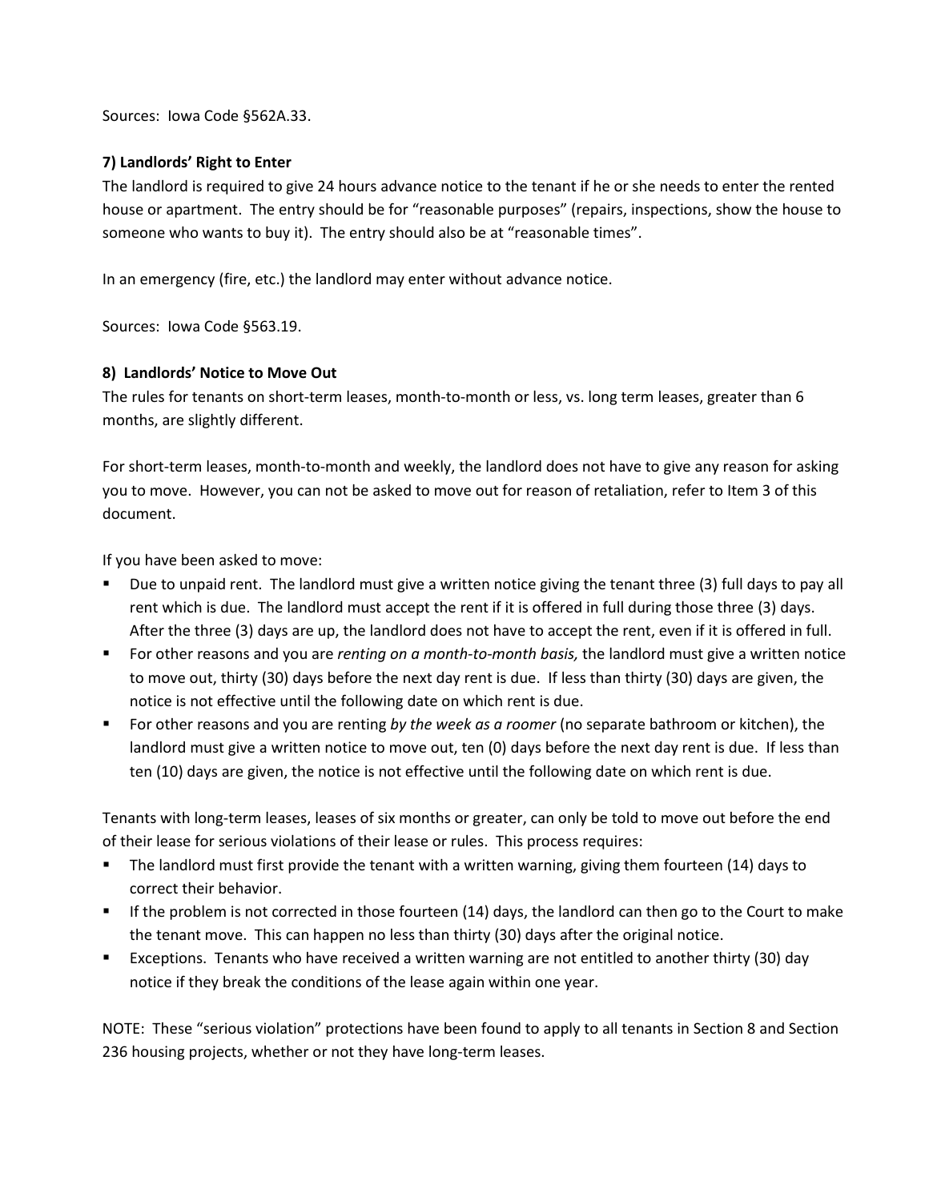Sources: Iowa Code §562A.33.

**7) Landlords' Right to Enter**

The landlord is required to give 24 hours advance notice to the tenant if he or she needs to enter the rented house or apartment. The entry should be for "reasonable purposes" (repairs, inspections, show the house to someone who wants to buy it). The entry should also be at "reasonable times".

In an emergency (fire, etc.) the landlord may enter without advance notice.

Sources: Iowa Code §563.19.

**8) Landlords' Notice to Move Out**

The rules for tenants on short-term leases, month-to-month or less, vs. long term leases, greater than 6 months, are slightly different.

For short-term leases, month-to-month and weekly, the landlord does not have to give any reason for asking you to move. However, you can not be asked to move out for reason of retaliation, refer to Item 3 of this document.

If you have been asked to move:

- Due to unpaid rent. The landlord must give a written notice giving the tenant three (3) full days to pay all rent which is due. The landlord must accept the rent if it is offered in full during those three (3) days. After the three (3) days are up, the landlord does not have to accept the rent, even if it is offered in full.
- For other reasons and you are *renting on a month-to-month basis,* the landlord must give a written notice to move out, thirty (30) days before the next day rent is due. If less than thirty (30) days are given, the notice is not effective until the following date on which rent is due.
- For other reasons and you are renting *by the week as a roomer* (no separate bathroom or kitchen), the landlord must give a written notice to move out, ten (0) days before the next day rent is due. If less than ten (10) days are given, the notice is not effective until the following date on which rent is due.

Tenants with long-term leases, leases of six months or greater, can only be told to move out before the end of their lease for serious violations of their lease or rules. This process requires:

- The landlord must first provide the tenant with a written warning, giving them fourteen (14) days to correct their behavior.
- If the problem is not corrected in those fourteen (14) days, the landlord can then go to the Court to make the tenant move. This can happen no less than thirty (30) days after the original notice.
- Exceptions. Tenants who have received a written warning are not entitled to another thirty (30) day notice if they break the conditions of the lease again within one year.

NOTE: These "serious violation" protections have been found to apply to all tenants in Section 8 and Section 236 housing projects, whether or not they have long-term leases.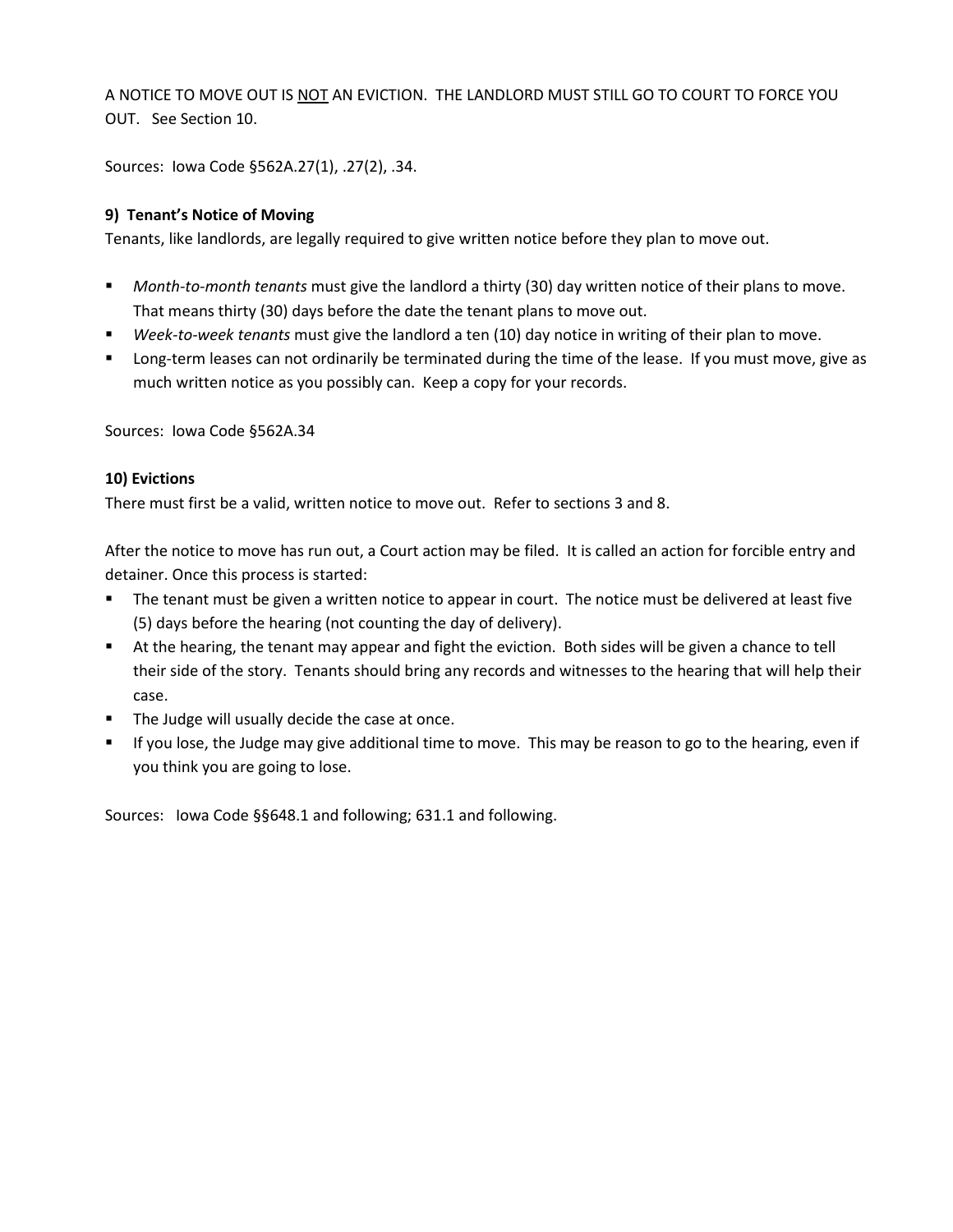A NOTICE TO MOVE OUT IS <u>NOT</u> AN EVICTION. THE LANDLORD MUST STILL GO TO COURT TO FORCE YOU OUT. See Section 10.

Sources: Iowa Code §562A.27(1), .27(2), .34.

### 9) Tenant's Notice of Moving

Tenants, like landlords, are legally required to give written notice before they plan to move out.

- *Month-to-month tenants* must give the landlord a thirty (30) day written notice of their plans to move. That means thirty (30) days before the date the tenant plans to move out.
- *Week-to-week tenants* must give the landlord a ten (10) day notice in writing of their plan to move.
- Long-term leases can not ordinarily be terminated during the time of the lease. If you must move, give as much written notice as you possibly can. Keep a copy for your records.

Sources: Iowa Code §562A.34

### 10) Evictions

There must first be a valid, written notice to move out. Refer to sections 3 and 8.

After the notice to move has run out, a Court action may be filed. It is called an action for forcible entry and detainer. Once this process is started:

- The tenant must be given a written notice to appear in court. The notice must be delivered at least five (5) days before the hearing (not counting the day of delivery).
- At the hearing, the tenant may appear and fight the eviction. Both sides will be given a chance to tell their side of the story. Tenants should bring any records and witnesses to the hearing that will help their case.
- The Judge will usually decide the case at once.
- If you lose, the Judge may give additional time to move. This may be reason to go to the hearing, even if you think you are going to lose.

Sources: Iowa Code §§648.1 and following; 631.1 and following.